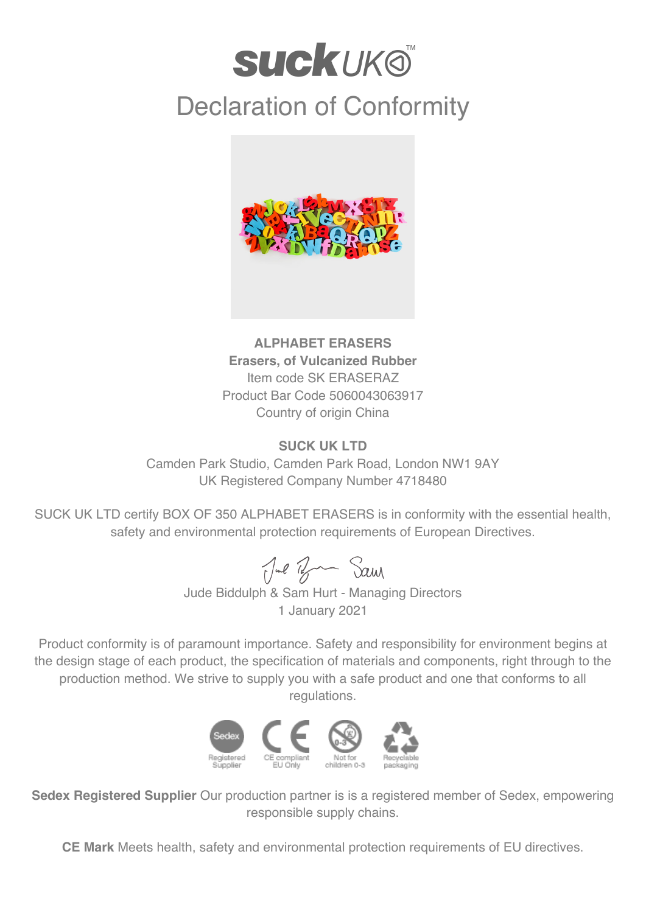# suck UK

## Declaration of Conformity

**ALPHABET ERASERS**
**Erasers, of Vulcanized Rubber**
Item code SK ERASERAZ
Product Bar Code 5060043063917
Country of origin China

**SUCK UK LTD**
Camden Park Studio, Camden Park Road, London NW1 9AY
UK Registered Company Number 4718480

SUCK UK LTD certify BOX OF 350 ALPHABET ERASERS is in conformity with the essential health, safety and environmental protection requirements of European Directives.

Jude Biddulph & Sam Hurt - Managing Directors
1 January 2021

Product conformity is of paramount importance. Safety and responsibility for environment begins at the design stage of each product, the specification of materials and components, right through to the production method. We strive to supply you with a safe product and one that conforms to all regulations.

Registered Supplier | CE compliant EU Only | Not for children 0-3 | Recyclable packaging

**Sedex Registered Supplier** Our production partner is is a registered member of Sedex, empowering responsible supply chains.

**CE Mark** Meets health, safety and environmental protection requirements of EU directives.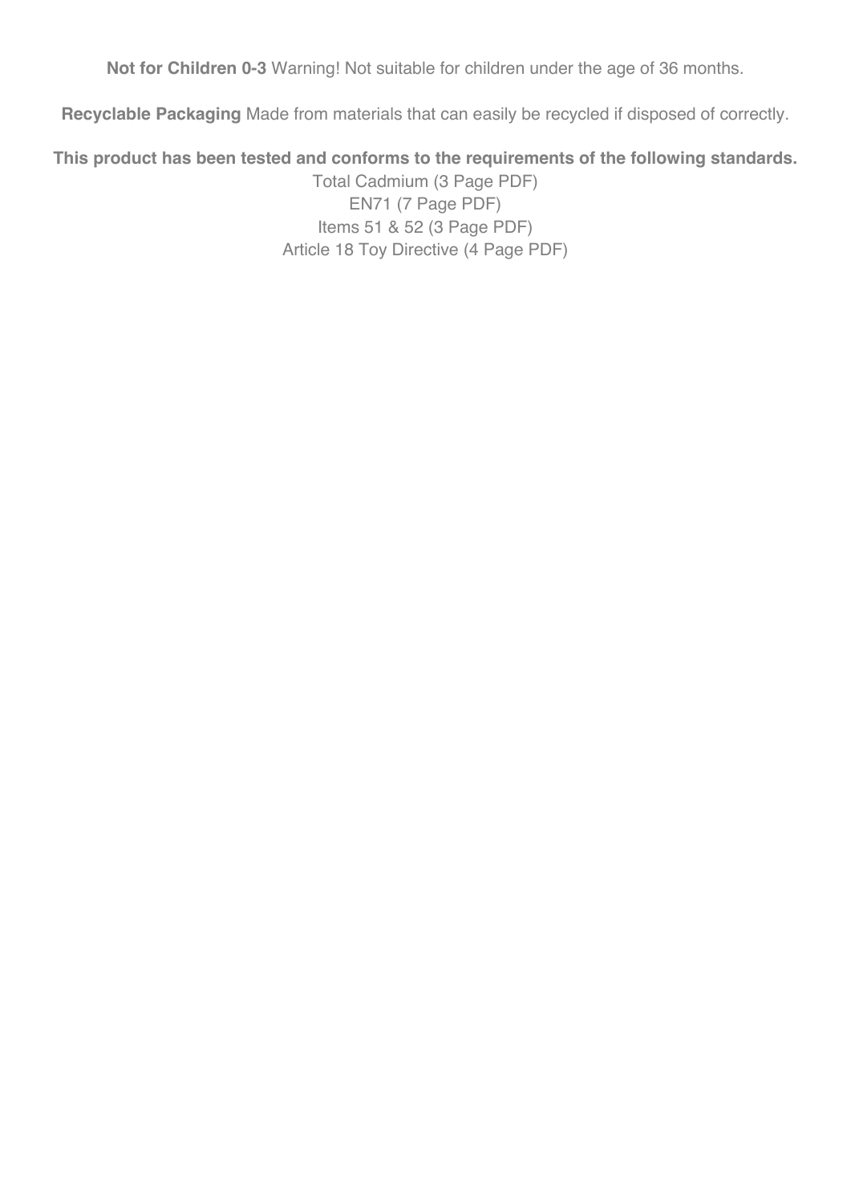**Not for Children 0-3** Warning! Not suitable for children under the age of 36 months.

**Recyclable Packaging** Made from materials that can easily be recycled if disposed of correctly.

**This product has been tested and conforms to the requirements of the following standards.**

Total Cadmium (3 Page PDF)
EN71 (7 Page PDF)
Items 51 & 52 (3 Page PDF)
Article 18 Toy Directive (4 Page PDF)